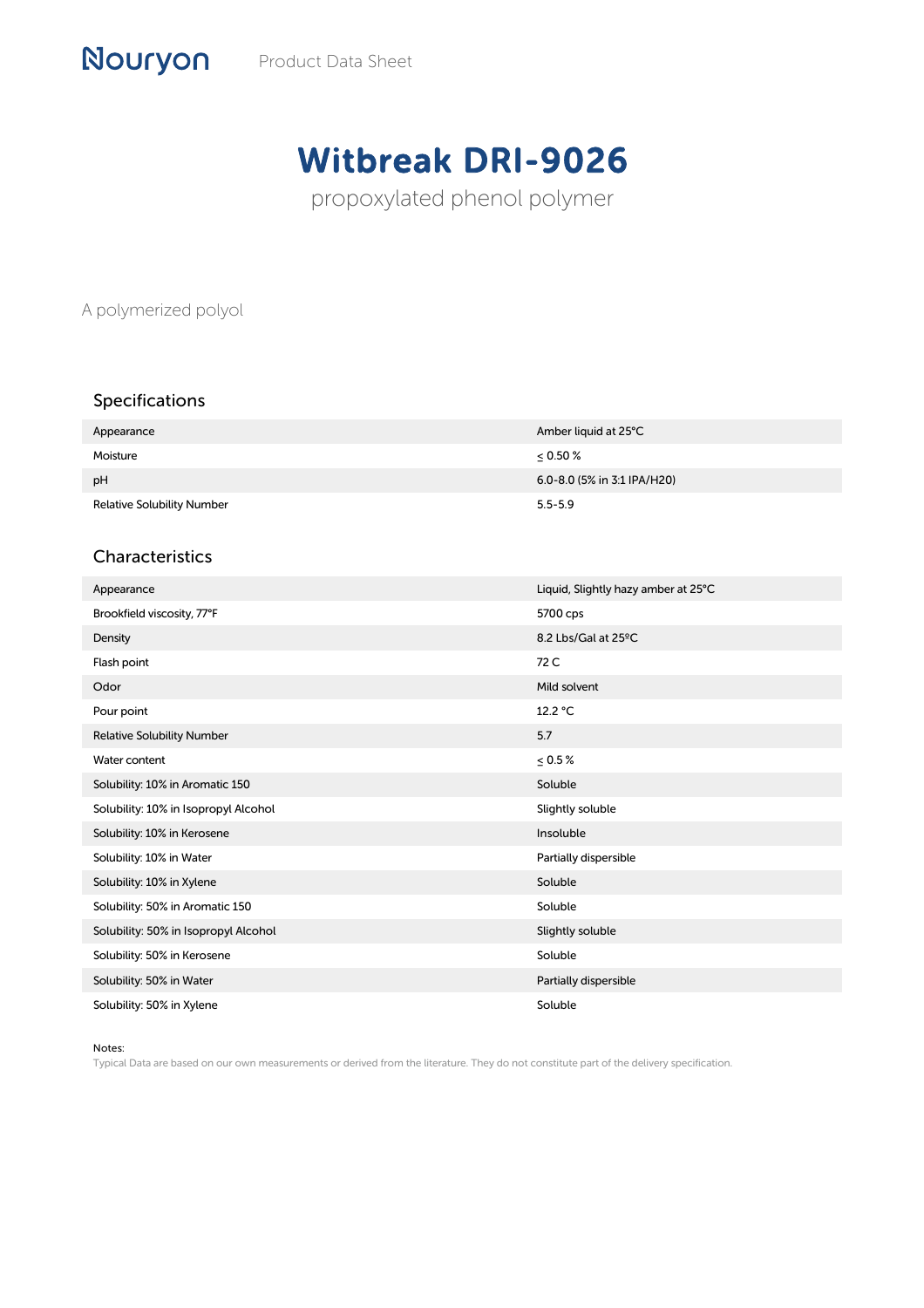Nouryon Product Data Sheet

# Witbreak DRI-9026

propoxylated phenol polymer

A polymerized polyol

## Specifications

| | |
|---|---|
| Appearance | Amber liquid at 25°C |
| Moisture | ≤ 0.50 % |
| pH | 6.0-8.0 (5% in 3:1 IPA/H20) |
| Relative Solubility Number | 5.5-5.9 |

## Characteristics

| | |
|---|---|
| Appearance | Liquid, Slightly hazy amber at 25°C |
| Brookfield viscosity, 77°F | 5700 cps |
| Density | 8.2 Lbs/Gal at 25ºC |
| Flash point | 72 C |
| Odor | Mild solvent |
| Pour point | 12.2 °C |
| Relative Solubility Number | 5.7 |
| Water content | ≤ 0.5 % |
| Solubility: 10% in Aromatic 150 | Soluble |
| Solubility: 10% in Isopropyl Alcohol | Slightly soluble |
| Solubility: 10% in Kerosene | Insoluble |
| Solubility: 10% in Water | Partially dispersible |
| Solubility: 10% in Xylene | Soluble |
| Solubility: 50% in Aromatic 150 | Soluble |
| Solubility: 50% in Isopropyl Alcohol | Slightly soluble |
| Solubility: 50% in Kerosene | Soluble |
| Solubility: 50% in Water | Partially dispersible |
| Solubility: 50% in Xylene | Soluble |

Notes:
Typical Data are based on our own measurements or derived from the literature. They do not constitute part of the delivery specification.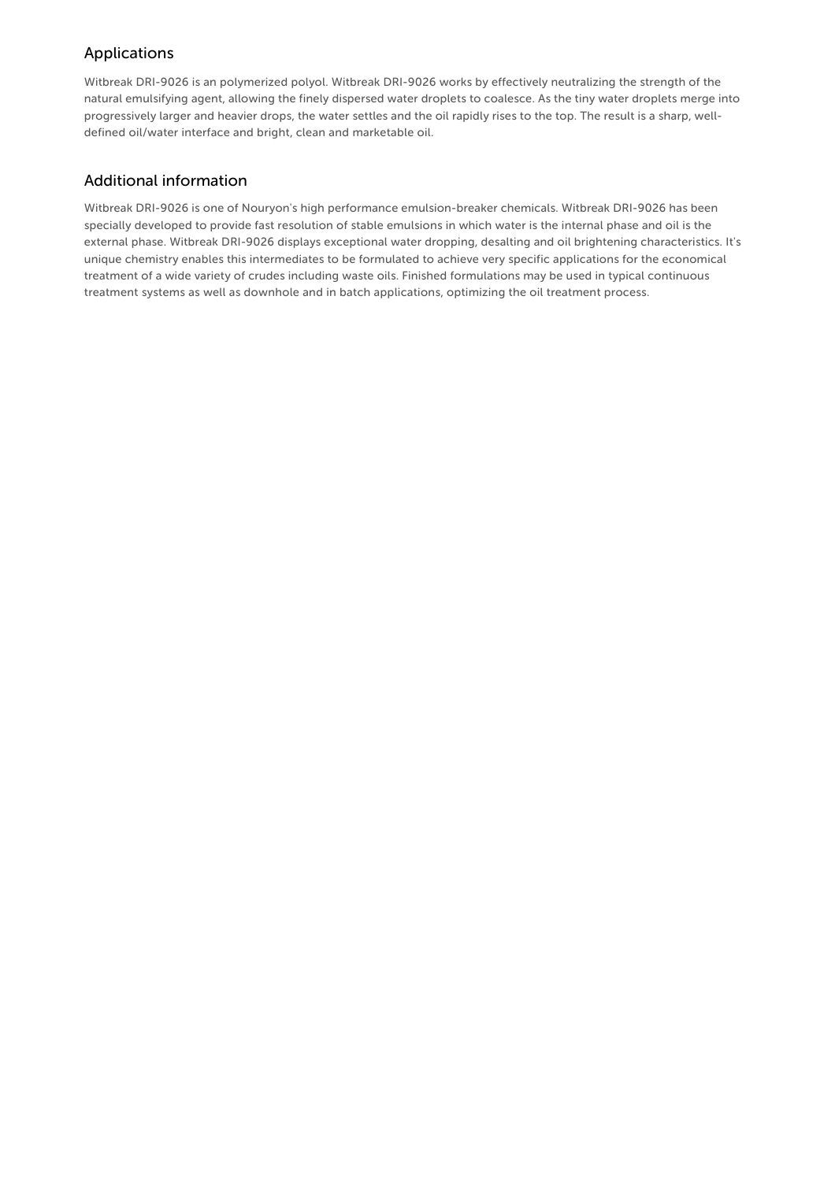## Applications

Witbreak DRI-9026 is an polymerized polyol. Witbreak DRI-9026 works by effectively neutralizing the strength of the natural emulsifying agent, allowing the finely dispersed water droplets to coalesce. As the tiny water droplets merge into progressively larger and heavier drops, the water settles and the oil rapidly rises to the top. The result is a sharp, well-defined oil/water interface and bright, clean and marketable oil.

## Additional information

Witbreak DRI-9026 is one of Nouryon's high performance emulsion-breaker chemicals. Witbreak DRI-9026 has been specially developed to provide fast resolution of stable emulsions in which water is the internal phase and oil is the external phase. Witbreak DRI-9026 displays exceptional water dropping, desalting and oil brightening characteristics. It's unique chemistry enables this intermediates to be formulated to achieve very specific applications for the economical treatment of a wide variety of crudes including waste oils. Finished formulations may be used in typical continuous treatment systems as well as downhole and in batch applications, optimizing the oil treatment process.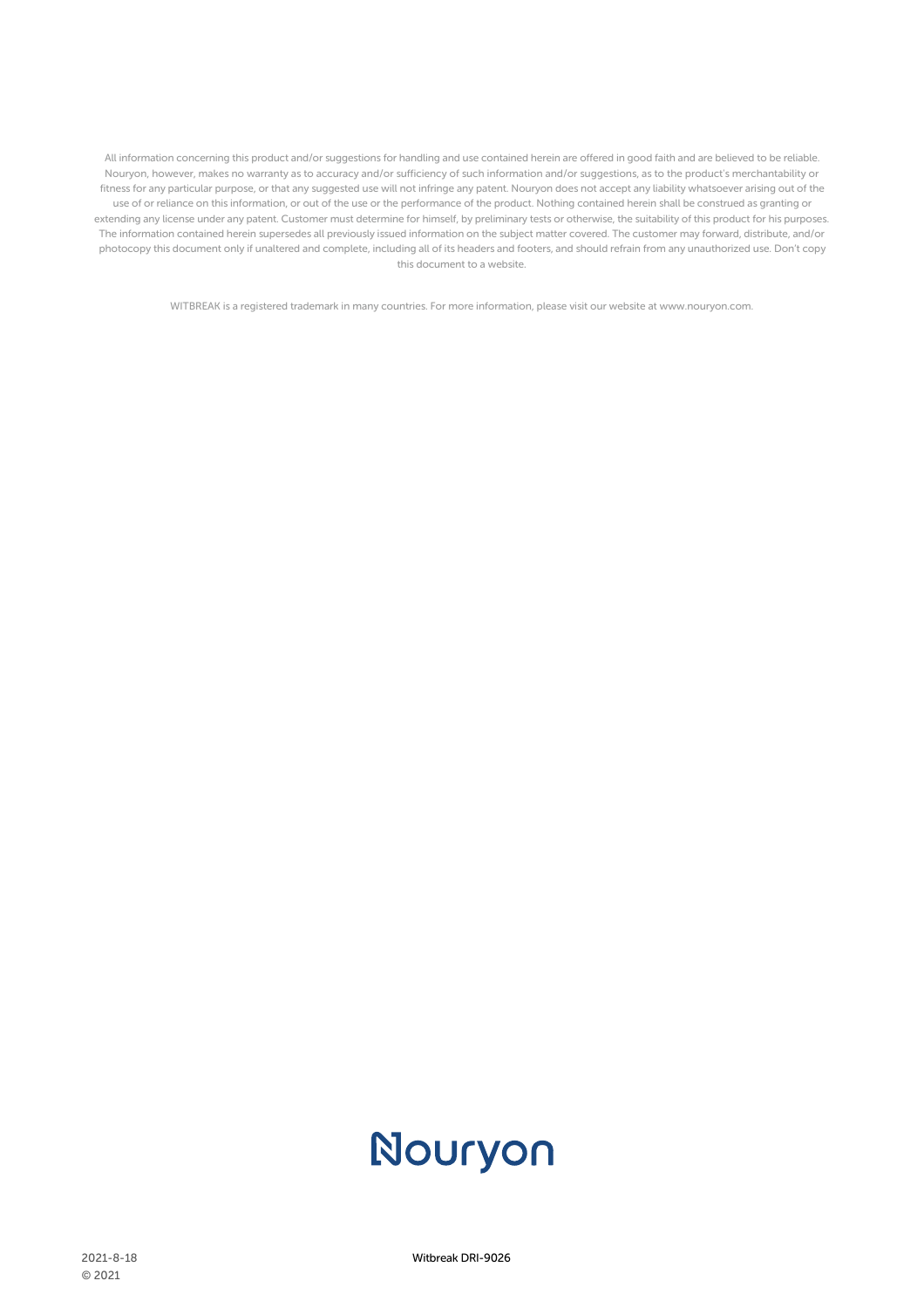All information concerning this product and/or suggestions for handling and use contained herein are offered in good faith and are believed to be reliable. Nouryon, however, makes no warranty as to accuracy and/or sufficiency of such information and/or suggestions, as to the product's merchantability or fitness for any particular purpose, or that any suggested use will not infringe any patent. Nouryon does not accept any liability whatsoever arising out of the use of or reliance on this information, or out of the use or the performance of the product. Nothing contained herein shall be construed as granting or extending any license under any patent. Customer must determine for himself, by preliminary tests or otherwise, the suitability of this product for his purposes. The information contained herein supersedes all previously issued information on the subject matter covered. The customer may forward, distribute, and/or photocopy this document only if unaltered and complete, including all of its headers and footers, and should refrain from any unauthorized use. Don't copy this document to a website.

WITBREAK is a registered trademark in many countries. For more information, please visit our website at www.nouryon.com.

Nouryon

2021-8-18
© 2021